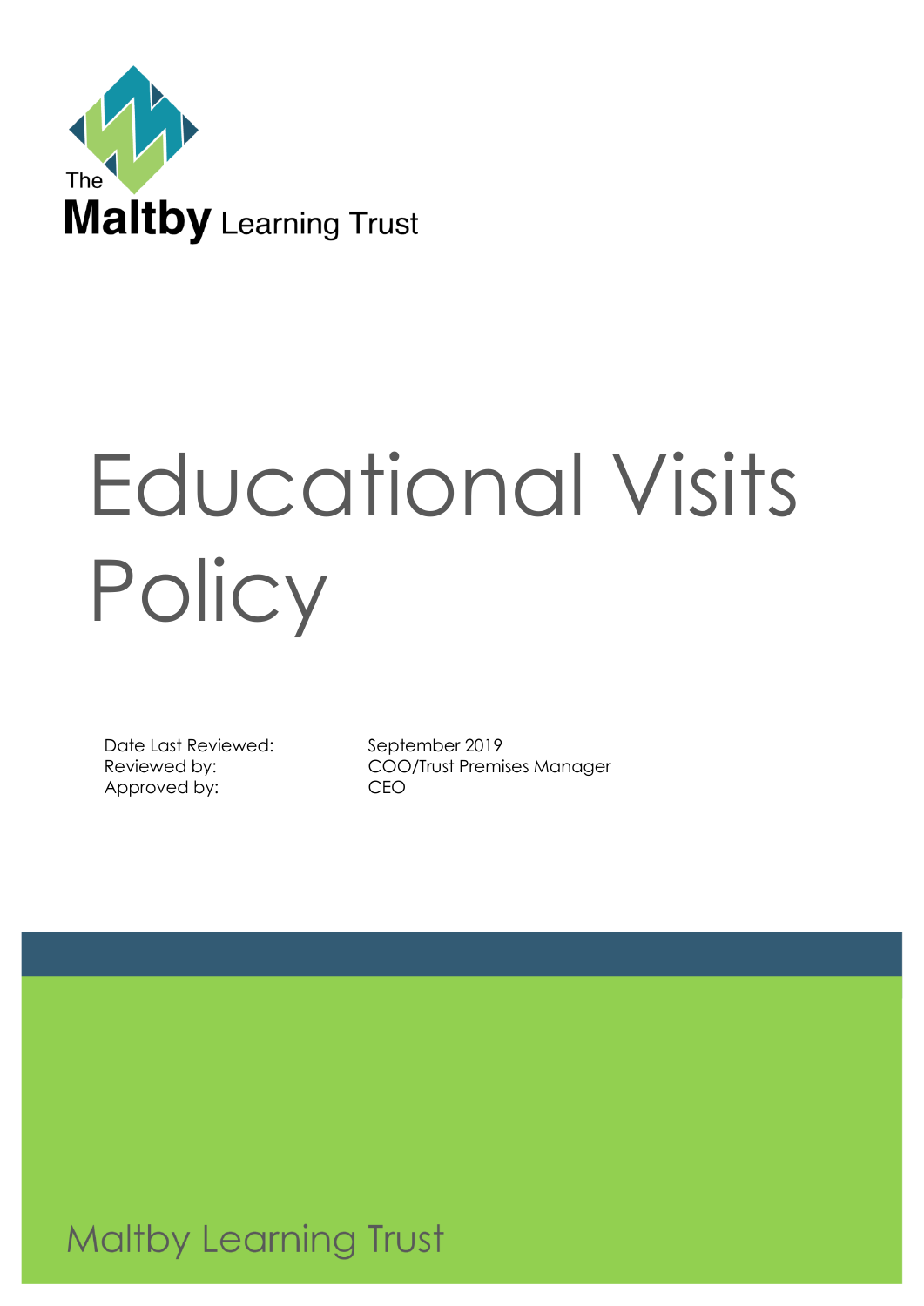The Maltby Learning Trust

# Educational Visits Policy

| | |
|---|---|
| Date Last Reviewed: | September 2019 |
| Reviewed by: | COO/Trust Premises Manager |
| Approved by: | CEO |

Maltby Learning Trust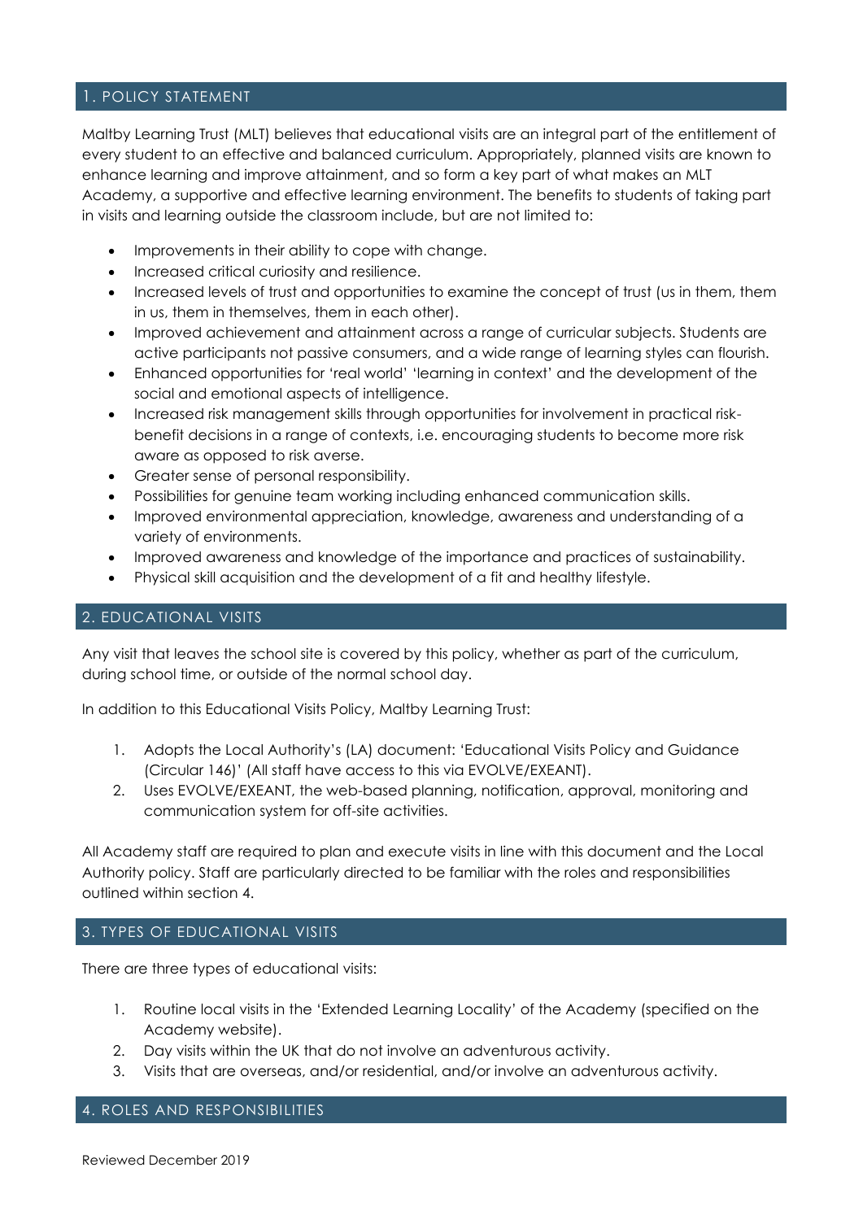## 1. POLICY STATEMENT

Maltby Learning Trust (MLT) believes that educational visits are an integral part of the entitlement of every student to an effective and balanced curriculum. Appropriately, planned visits are known to enhance learning and improve attainment, and so form a key part of what makes an MLT Academy, a supportive and effective learning environment. The benefits to students of taking part in visits and learning outside the classroom include, but are not limited to:

- Improvements in their ability to cope with change.
- Increased critical curiosity and resilience.
- Increased levels of trust and opportunities to examine the concept of trust (us in them, them in us, them in themselves, them in each other).
- Improved achievement and attainment across a range of curricular subjects. Students are active participants not passive consumers, and a wide range of learning styles can flourish.
- Enhanced opportunities for 'real world' 'learning in context' and the development of the social and emotional aspects of intelligence.
- Increased risk management skills through opportunities for involvement in practical risk-benefit decisions in a range of contexts, i.e. encouraging students to become more risk aware as opposed to risk averse.
- Greater sense of personal responsibility.
- Possibilities for genuine team working including enhanced communication skills.
- Improved environmental appreciation, knowledge, awareness and understanding of a variety of environments.
- Improved awareness and knowledge of the importance and practices of sustainability.
- Physical skill acquisition and the development of a fit and healthy lifestyle.

## 2. EDUCATIONAL VISITS

Any visit that leaves the school site is covered by this policy, whether as part of the curriculum, during school time, or outside of the normal school day.

In addition to this Educational Visits Policy, Maltby Learning Trust:

1. Adopts the Local Authority's (LA) document: 'Educational Visits Policy and Guidance (Circular 146)' (All staff have access to this via EVOLVE/EXEANT).
2. Uses EVOLVE/EXEANT, the web-based planning, notification, approval, monitoring and communication system for off-site activities.

All Academy staff are required to plan and execute visits in line with this document and the Local Authority policy. Staff are particularly directed to be familiar with the roles and responsibilities outlined within section 4.

## 3. TYPES OF EDUCATIONAL VISITS

There are three types of educational visits:

1. Routine local visits in the 'Extended Learning Locality' of the Academy (specified on the Academy website).
2. Day visits within the UK that do not involve an adventurous activity.
3. Visits that are overseas, and/or residential, and/or involve an adventurous activity.

## 4. ROLES AND RESPONSIBILITIES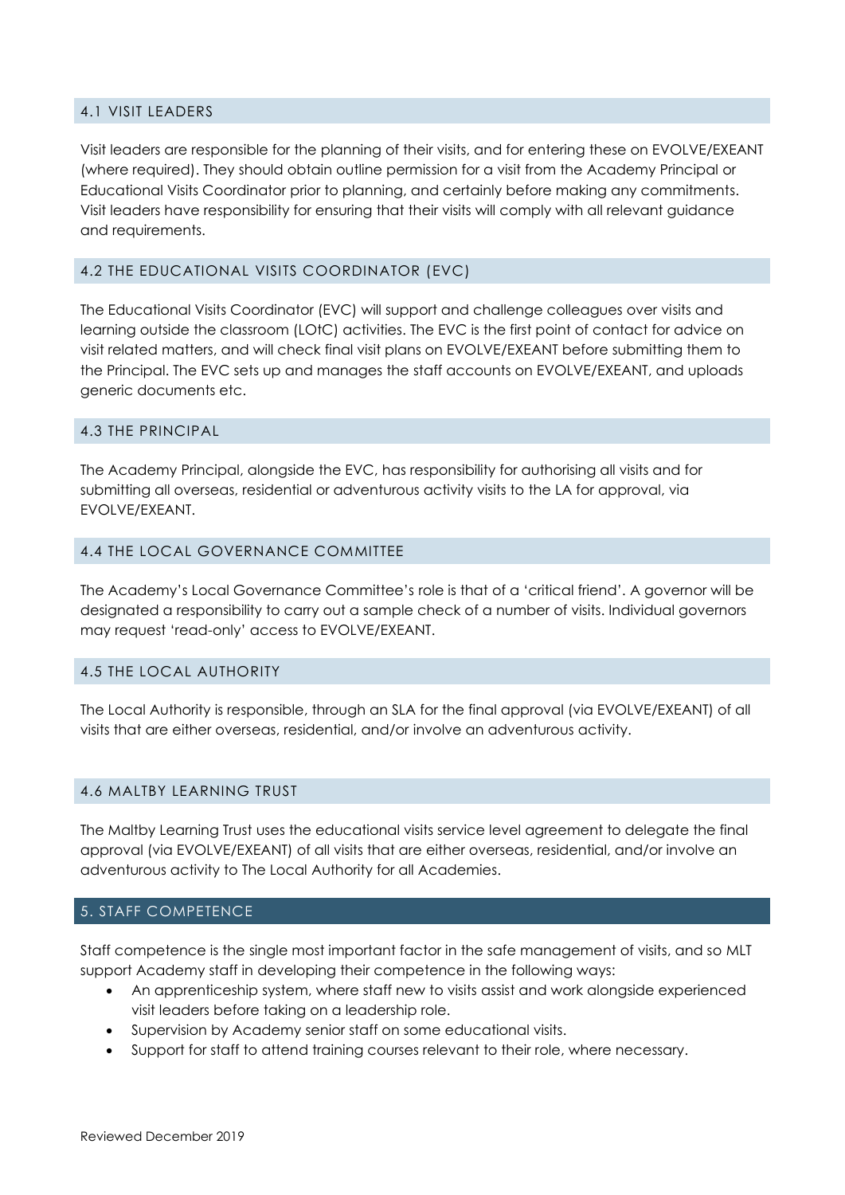### 4.1 VISIT LEADERS

Visit leaders are responsible for the planning of their visits, and for entering these on EVOLVE/EXEANT (where required). They should obtain outline permission for a visit from the Academy Principal or Educational Visits Coordinator prior to planning, and certainly before making any commitments. Visit leaders have responsibility for ensuring that their visits will comply with all relevant guidance and requirements.

### 4.2 THE EDUCATIONAL VISITS COORDINATOR (EVC)

The Educational Visits Coordinator (EVC) will support and challenge colleagues over visits and learning outside the classroom (LOtC) activities. The EVC is the first point of contact for advice on visit related matters, and will check final visit plans on EVOLVE/EXEANT before submitting them to the Principal. The EVC sets up and manages the staff accounts on EVOLVE/EXEANT, and uploads generic documents etc.

### 4.3 THE PRINCIPAL

The Academy Principal, alongside the EVC, has responsibility for authorising all visits and for submitting all overseas, residential or adventurous activity visits to the LA for approval, via EVOLVE/EXEANT.

### 4.4 THE LOCAL GOVERNANCE COMMITTEE

The Academy's Local Governance Committee's role is that of a 'critical friend'. A governor will be designated a responsibility to carry out a sample check of a number of visits. Individual governors may request 'read-only' access to EVOLVE/EXEANT.

### 4.5 THE LOCAL AUTHORITY

The Local Authority is responsible, through an SLA for the final approval (via EVOLVE/EXEANT) of all visits that are either overseas, residential, and/or involve an adventurous activity.

### 4.6 MALTBY LEARNING TRUST

The Maltby Learning Trust uses the educational visits service level agreement to delegate the final approval (via EVOLVE/EXEANT) of all visits that are either overseas, residential, and/or involve an adventurous activity to The Local Authority for all Academies.

## 5. STAFF COMPETENCE

Staff competence is the single most important factor in the safe management of visits, and so MLT support Academy staff in developing their competence in the following ways:

- An apprenticeship system, where staff new to visits assist and work alongside experienced visit leaders before taking on a leadership role.
- Supervision by Academy senior staff on some educational visits.
- Support for staff to attend training courses relevant to their role, where necessary.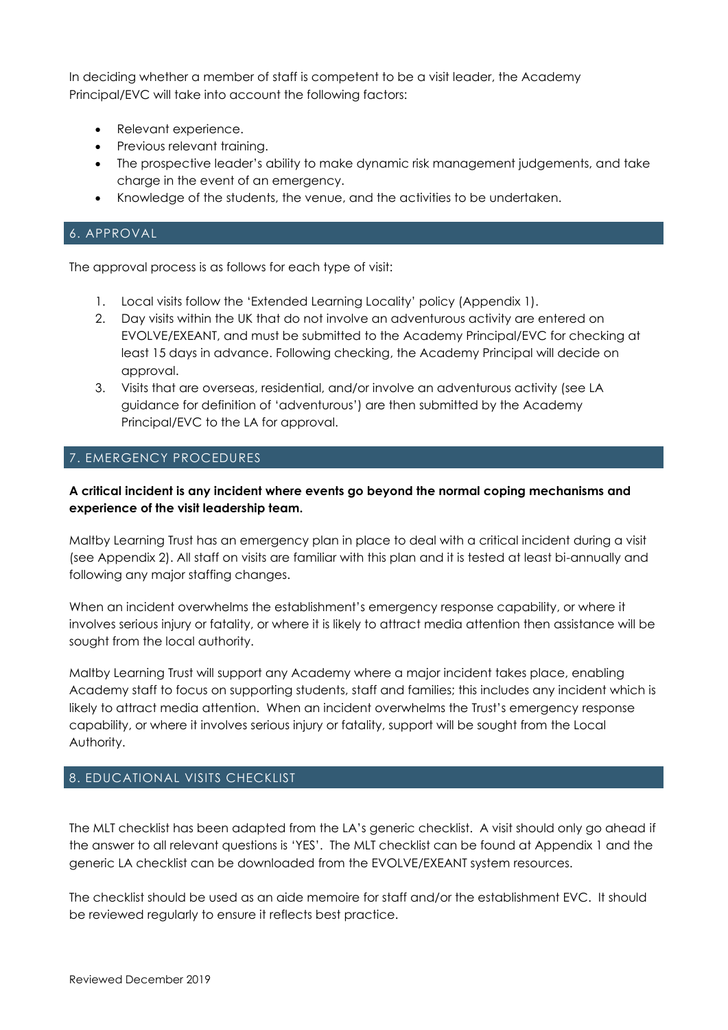In deciding whether a member of staff is competent to be a visit leader, the Academy Principal/EVC will take into account the following factors:

- Relevant experience.
- Previous relevant training.
- The prospective leader's ability to make dynamic risk management judgements, and take charge in the event of an emergency.
- Knowledge of the students, the venue, and the activities to be undertaken.

## 6. APPROVAL

The approval process is as follows for each type of visit:

1. Local visits follow the 'Extended Learning Locality' policy (Appendix 1).
2. Day visits within the UK that do not involve an adventurous activity are entered on EVOLVE/EXEANT, and must be submitted to the Academy Principal/EVC for checking at least 15 days in advance. Following checking, the Academy Principal will decide on approval.
3. Visits that are overseas, residential, and/or involve an adventurous activity (see LA guidance for definition of 'adventurous') are then submitted by the Academy Principal/EVC to the LA for approval.

## 7. EMERGENCY PROCEDURES

**A critical incident is any incident where events go beyond the normal coping mechanisms and experience of the visit leadership team.**

Maltby Learning Trust has an emergency plan in place to deal with a critical incident during a visit (see Appendix 2). All staff on visits are familiar with this plan and it is tested at least bi-annually and following any major staffing changes.

When an incident overwhelms the establishment's emergency response capability, or where it involves serious injury or fatality, or where it is likely to attract media attention then assistance will be sought from the local authority.

Maltby Learning Trust will support any Academy where a major incident takes place, enabling Academy staff to focus on supporting students, staff and families; this includes any incident which is likely to attract media attention. When an incident overwhelms the Trust's emergency response capability, or where it involves serious injury or fatality, support will be sought from the Local Authority.

## 8. EDUCATIONAL VISITS CHECKLIST

The MLT checklist has been adapted from the LA's generic checklist. A visit should only go ahead if the answer to all relevant questions is 'YES'. The MLT checklist can be found at Appendix 1 and the generic LA checklist can be downloaded from the EVOLVE/EXEANT system resources.

The checklist should be used as an aide memoire for staff and/or the establishment EVC. It should be reviewed regularly to ensure it reflects best practice.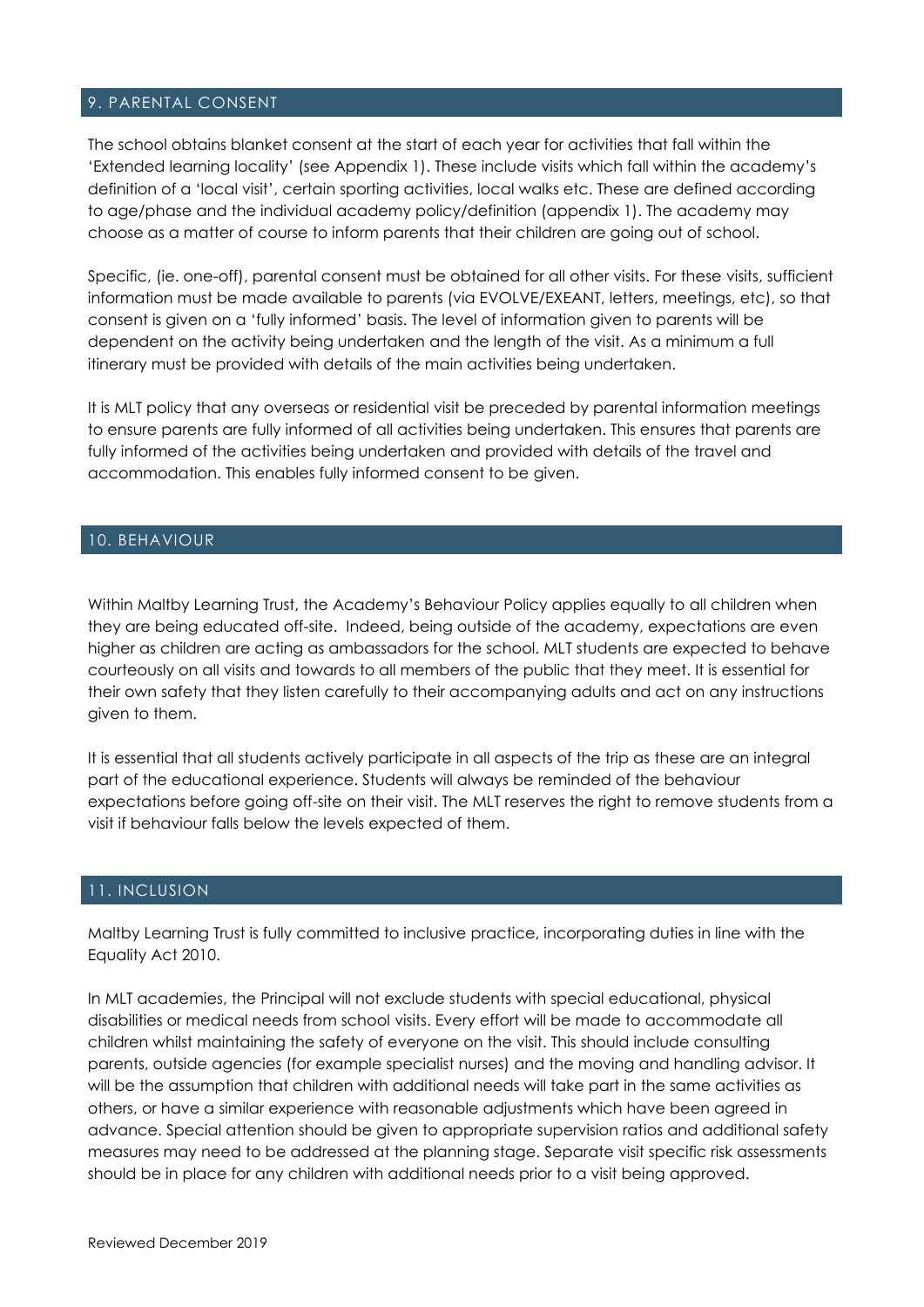## 9. PARENTAL CONSENT

The school obtains blanket consent at the start of each year for activities that fall within the 'Extended learning locality' (see Appendix 1). These include visits which fall within the academy's definition of a 'local visit', certain sporting activities, local walks etc. These are defined according to age/phase and the individual academy policy/definition (appendix 1). The academy may choose as a matter of course to inform parents that their children are going out of school.

Specific, (ie. one-off), parental consent must be obtained for all other visits. For these visits, sufficient information must be made available to parents (via EVOLVE/EXEANT, letters, meetings, etc), so that consent is given on a 'fully informed' basis. The level of information given to parents will be dependent on the activity being undertaken and the length of the visit. As a minimum a full itinerary must be provided with details of the main activities being undertaken.

It is MLT policy that any overseas or residential visit be preceded by parental information meetings to ensure parents are fully informed of all activities being undertaken. This ensures that parents are fully informed of the activities being undertaken and provided with details of the travel and accommodation. This enables fully informed consent to be given.

## 10. BEHAVIOUR

Within Maltby Learning Trust, the Academy's Behaviour Policy applies equally to all children when they are being educated off-site. Indeed, being outside of the academy, expectations are even higher as children are acting as ambassadors for the school. MLT students are expected to behave courteously on all visits and towards to all members of the public that they meet. It is essential for their own safety that they listen carefully to their accompanying adults and act on any instructions given to them.

It is essential that all students actively participate in all aspects of the trip as these are an integral part of the educational experience. Students will always be reminded of the behaviour expectations before going off-site on their visit. The MLT reserves the right to remove students from a visit if behaviour falls below the levels expected of them.

## 11. INCLUSION

Maltby Learning Trust is fully committed to inclusive practice, incorporating duties in line with the Equality Act 2010.

In MLT academies, the Principal will not exclude students with special educational, physical disabilities or medical needs from school visits. Every effort will be made to accommodate all children whilst maintaining the safety of everyone on the visit. This should include consulting parents, outside agencies (for example specialist nurses) and the moving and handling advisor. It will be the assumption that children with additional needs will take part in the same activities as others, or have a similar experience with reasonable adjustments which have been agreed in advance. Special attention should be given to appropriate supervision ratios and additional safety measures may need to be addressed at the planning stage. Separate visit specific risk assessments should be in place for any children with additional needs prior to a visit being approved.

Reviewed December 2019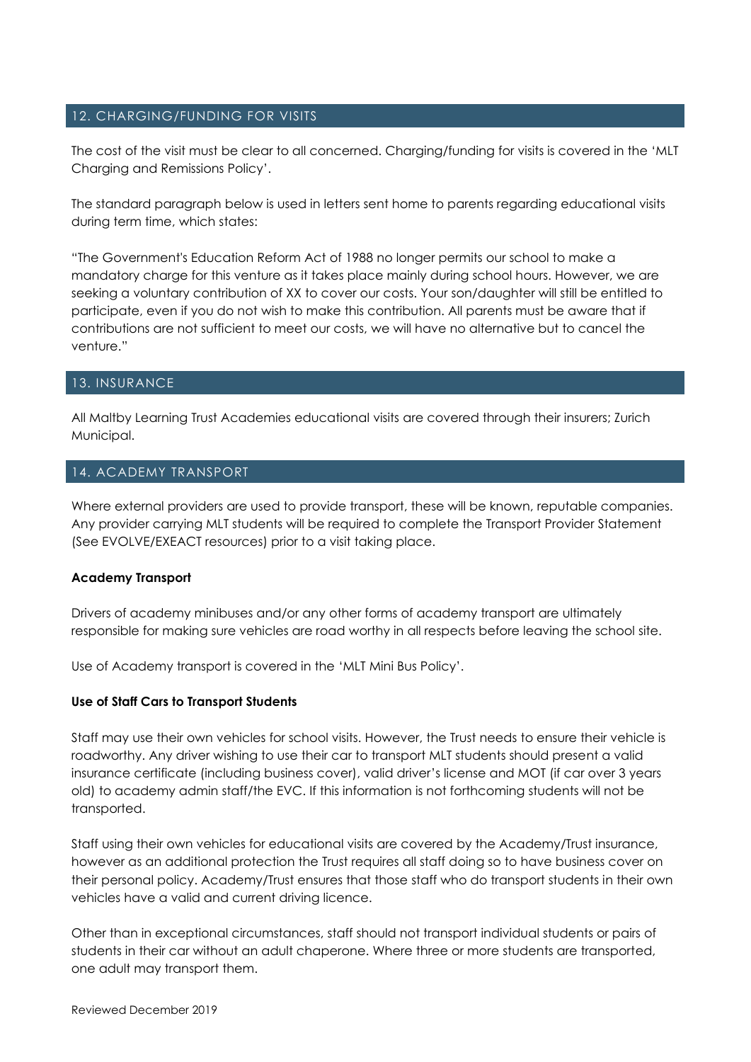## 12. CHARGING/FUNDING FOR VISITS

The cost of the visit must be clear to all concerned. Charging/funding for visits is covered in the 'MLT Charging and Remissions Policy'.

The standard paragraph below is used in letters sent home to parents regarding educational visits during term time, which states:

"The Government's Education Reform Act of 1988 no longer permits our school to make a mandatory charge for this venture as it takes place mainly during school hours. However, we are seeking a voluntary contribution of XX to cover our costs. Your son/daughter will still be entitled to participate, even if you do not wish to make this contribution. All parents must be aware that if contributions are not sufficient to meet our costs, we will have no alternative but to cancel the venture."

## 13. INSURANCE

All Maltby Learning Trust Academies educational visits are covered through their insurers; Zurich Municipal.

## 14. ACADEMY TRANSPORT

Where external providers are used to provide transport, these will be known, reputable companies. Any provider carrying MLT students will be required to complete the Transport Provider Statement (See EVOLVE/EXEACT resources) prior to a visit taking place.

**Academy Transport**

Drivers of academy minibuses and/or any other forms of academy transport are ultimately responsible for making sure vehicles are road worthy in all respects before leaving the school site.

Use of Academy transport is covered in the 'MLT Mini Bus Policy'.

**Use of Staff Cars to Transport Students**

Staff may use their own vehicles for school visits. However, the Trust needs to ensure their vehicle is roadworthy. Any driver wishing to use their car to transport MLT students should present a valid insurance certificate (including business cover), valid driver's license and MOT (if car over 3 years old) to academy admin staff/the EVC. If this information is not forthcoming students will not be transported.

Staff using their own vehicles for educational visits are covered by the Academy/Trust insurance, however as an additional protection the Trust requires all staff doing so to have business cover on their personal policy. Academy/Trust ensures that those staff who do transport students in their own vehicles have a valid and current driving licence.

Other than in exceptional circumstances, staff should not transport individual students or pairs of students in their car without an adult chaperone. Where three or more students are transported, one adult may transport them.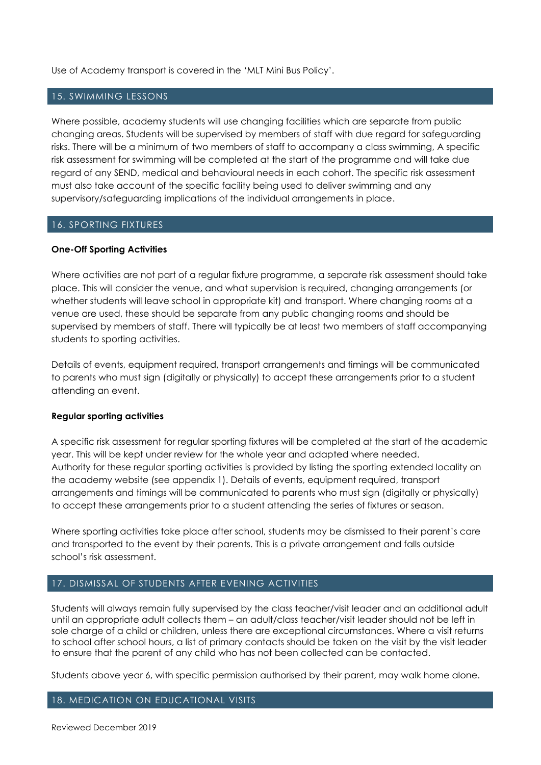Use of Academy transport is covered in the 'MLT Mini Bus Policy'.

## 15. SWIMMING LESSONS

Where possible, academy students will use changing facilities which are separate from public changing areas. Students will be supervised by members of staff with due regard for safeguarding risks. There will be a minimum of two members of staff to accompany a class swimming, A specific risk assessment for swimming will be completed at the start of the programme and will take due regard of any SEND, medical and behavioural needs in each cohort. The specific risk assessment must also take account of the specific facility being used to deliver swimming and any supervisory/safeguarding implications of the individual arrangements in place.

## 16. SPORTING FIXTURES

**One-Off Sporting Activities**

Where activities are not part of a regular fixture programme, a separate risk assessment should take place. This will consider the venue, and what supervision is required, changing arrangements (or whether students will leave school in appropriate kit) and transport. Where changing rooms at a venue are used, these should be separate from any public changing rooms and should be supervised by members of staff. There will typically be at least two members of staff accompanying students to sporting activities.

Details of events, equipment required, transport arrangements and timings will be communicated to parents who must sign (digitally or physically) to accept these arrangements prior to a student attending an event.

**Regular sporting activities**

A specific risk assessment for regular sporting fixtures will be completed at the start of the academic year. This will be kept under review for the whole year and adapted where needed. Authority for these regular sporting activities is provided by listing the sporting extended locality on the academy website (see appendix 1). Details of events, equipment required, transport arrangements and timings will be communicated to parents who must sign (digitally or physically) to accept these arrangements prior to a student attending the series of fixtures or season.

Where sporting activities take place after school, students may be dismissed to their parent's care and transported to the event by their parents. This is a private arrangement and falls outside school's risk assessment.

## 17. DISMISSAL OF STUDENTS AFTER EVENING ACTIVITIES

Students will always remain fully supervised by the class teacher/visit leader and an additional adult until an appropriate adult collects them – an adult/class teacher/visit leader should not be left in sole charge of a child or children, unless there are exceptional circumstances. Where a visit returns to school after school hours, a list of primary contacts should be taken on the visit by the visit leader to ensure that the parent of any child who has not been collected can be contacted.

Students above year 6, with specific permission authorised by their parent, may walk home alone.

## 18. MEDICATION ON EDUCATIONAL VISITS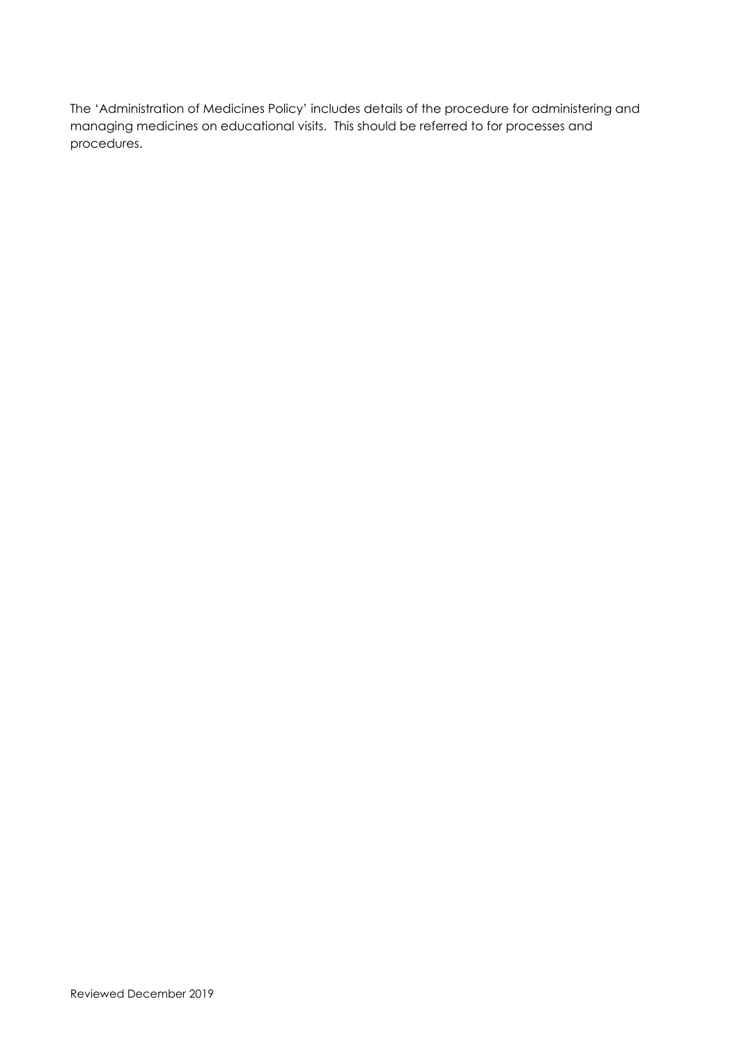The 'Administration of Medicines Policy' includes details of the procedure for administering and managing medicines on educational visits. This should be referred to for processes and procedures.

Reviewed December 2019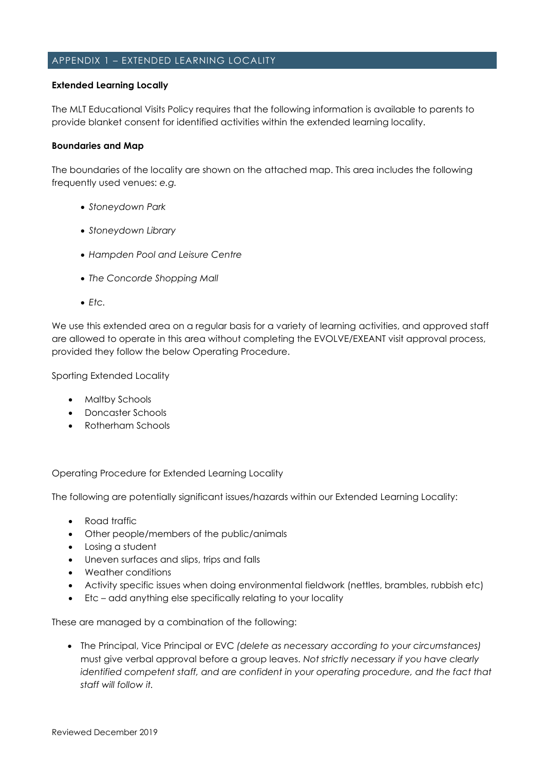## APPENDIX 1 – EXTENDED LEARNING LOCALITY

**Extended Learning Locally**

The MLT Educational Visits Policy requires that the following information is available to parents to provide blanket consent for identified activities within the extended learning locality.

**Boundaries and Map**

The boundaries of the locality are shown on the attached map. This area includes the following frequently used venues: *e.g.*

- *Stoneydown Park*
- *Stoneydown Library*
- *Hampden Pool and Leisure Centre*
- *The Concorde Shopping Mall*
- *Etc.*

We use this extended area on a regular basis for a variety of learning activities, and approved staff are allowed to operate in this area without completing the EVOLVE/EXEANT visit approval process, provided they follow the below Operating Procedure.

Sporting Extended Locality

- Maltby Schools
- Doncaster Schools
- Rotherham Schools

Operating Procedure for Extended Learning Locality

The following are potentially significant issues/hazards within our Extended Learning Locality:

- Road traffic
- Other people/members of the public/animals
- Losing a student
- Uneven surfaces and slips, trips and falls
- Weather conditions
- Activity specific issues when doing environmental fieldwork (nettles, brambles, rubbish etc)
- Etc – add anything else specifically relating to your locality

These are managed by a combination of the following:

- The Principal, Vice Principal or EVC *(delete as necessary according to your circumstances)* must give verbal approval before a group leaves. *Not strictly necessary if you have clearly identified competent staff, and are confident in your operating procedure, and the fact that staff will follow it.*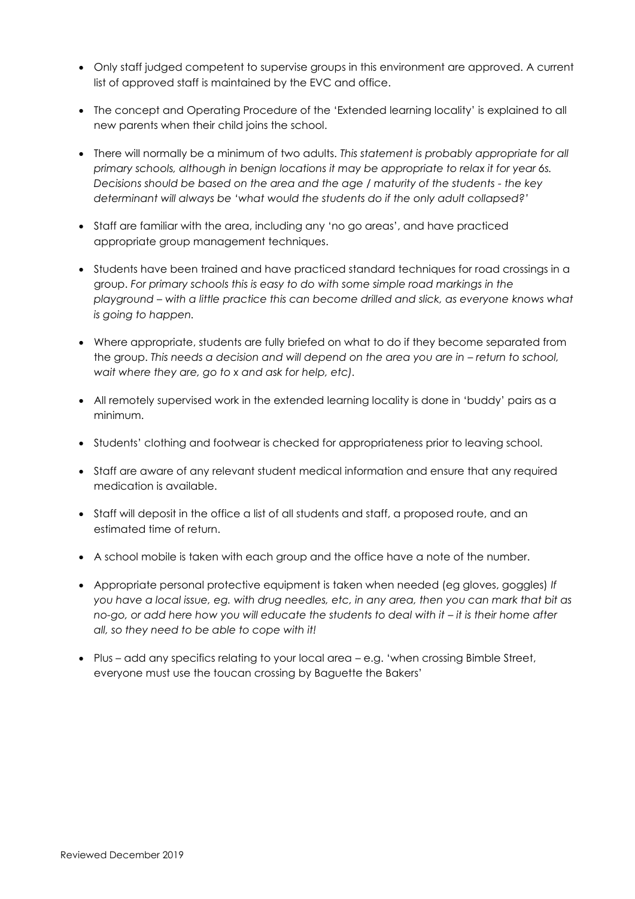- Only staff judged competent to supervise groups in this environment are approved. A current list of approved staff is maintained by the EVC and office.

- The concept and Operating Procedure of the 'Extended learning locality' is explained to all new parents when their child joins the school.

- There will normally be a minimum of two adults. *This statement is probably appropriate for all primary schools, although in benign locations it may be appropriate to relax it for year 6s. Decisions should be based on the area and the age / maturity of the students - the key determinant will always be 'what would the students do if the only adult collapsed?'*

- Staff are familiar with the area, including any 'no go areas', and have practiced appropriate group management techniques.

- Students have been trained and have practiced standard techniques for road crossings in a group. *For primary schools this is easy to do with some simple road markings in the playground – with a little practice this can become drilled and slick, as everyone knows what is going to happen.*

- Where appropriate, students are fully briefed on what to do if they become separated from the group. *This needs a decision and will depend on the area you are in – return to school, wait where they are, go to x and ask for help, etc).*

- All remotely supervised work in the extended learning locality is done in 'buddy' pairs as a minimum.

- Students' clothing and footwear is checked for appropriateness prior to leaving school.

- Staff are aware of any relevant student medical information and ensure that any required medication is available.

- Staff will deposit in the office a list of all students and staff, a proposed route, and an estimated time of return.

- A school mobile is taken with each group and the office have a note of the number.

- Appropriate personal protective equipment is taken when needed (eg gloves, goggles) *If you have a local issue, eg. with drug needles, etc, in any area, then you can mark that bit as no-go, or add here how you will educate the students to deal with it – it is their home after all, so they need to be able to cope with it!*

- Plus – add any specifics relating to your local area – e.g. 'when crossing Bimble Street, everyone must use the toucan crossing by Baguette the Bakers'

Reviewed December 2019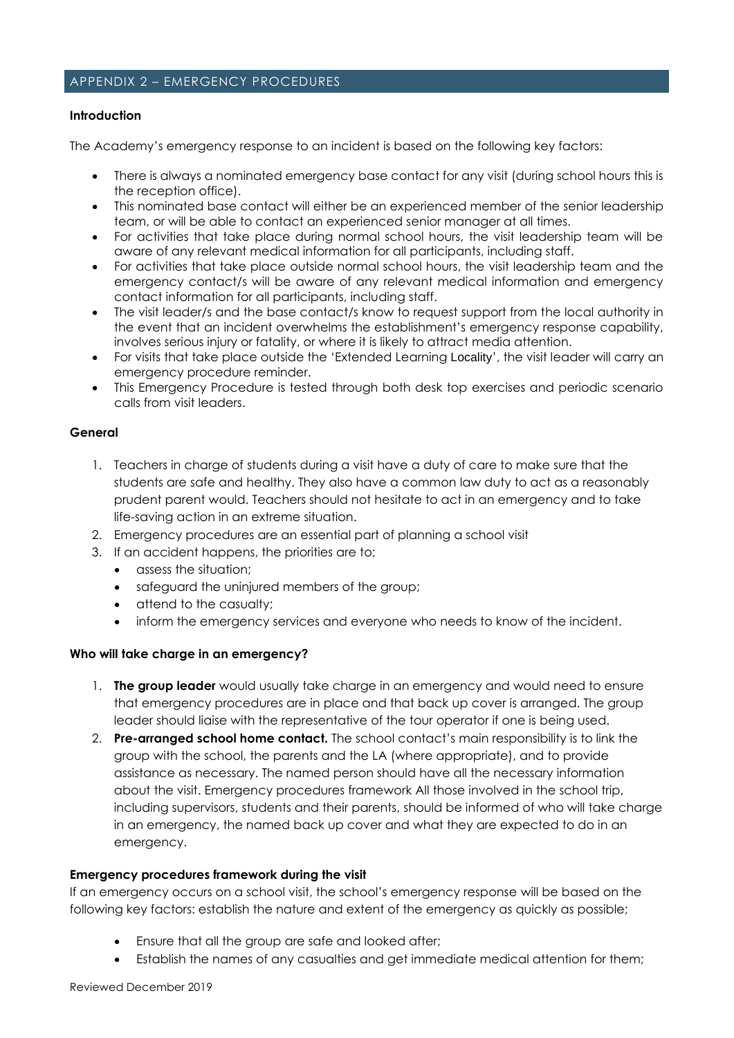## APPENDIX 2 – EMERGENCY PROCEDURES

**Introduction**

The Academy's emergency response to an incident is based on the following key factors:

- There is always a nominated emergency base contact for any visit (during school hours this is the reception office).
- This nominated base contact will either be an experienced member of the senior leadership team, or will be able to contact an experienced senior manager at all times.
- For activities that take place during normal school hours, the visit leadership team will be aware of any relevant medical information for all participants, including staff.
- For activities that take place outside normal school hours, the visit leadership team and the emergency contact/s will be aware of any relevant medical information and emergency contact information for all participants, including staff.
- The visit leader/s and the base contact/s know to request support from the local authority in the event that an incident overwhelms the establishment's emergency response capability, involves serious injury or fatality, or where it is likely to attract media attention.
- For visits that take place outside the 'Extended Learning Locality', the visit leader will carry an emergency procedure reminder.
- This Emergency Procedure is tested through both desk top exercises and periodic scenario calls from visit leaders.

**General**

1. Teachers in charge of students during a visit have a duty of care to make sure that the students are safe and healthy. They also have a common law duty to act as a reasonably prudent parent would. Teachers should not hesitate to act in an emergency and to take life-saving action in an extreme situation.
2. Emergency procedures are an essential part of planning a school visit
3. If an accident happens, the priorities are to;
   - assess the situation;
   - safeguard the uninjured members of the group;
   - attend to the casualty;
   - inform the emergency services and everyone who needs to know of the incident.

**Who will take charge in an emergency?**

1. **The group leader** would usually take charge in an emergency and would need to ensure that emergency procedures are in place and that back up cover is arranged. The group leader should liaise with the representative of the tour operator if one is being used.
2. **Pre-arranged school home contact.** The school contact's main responsibility is to link the group with the school, the parents and the LA (where appropriate), and to provide assistance as necessary. The named person should have all the necessary information about the visit. Emergency procedures framework All those involved in the school trip, including supervisors, students and their parents, should be informed of who will take charge in an emergency, the named back up cover and what they are expected to do in an emergency.

**Emergency procedures framework during the visit**

If an emergency occurs on a school visit, the school's emergency response will be based on the following key factors: establish the nature and extent of the emergency as quickly as possible;

- Ensure that all the group are safe and looked after;
- Establish the names of any casualties and get immediate medical attention for them;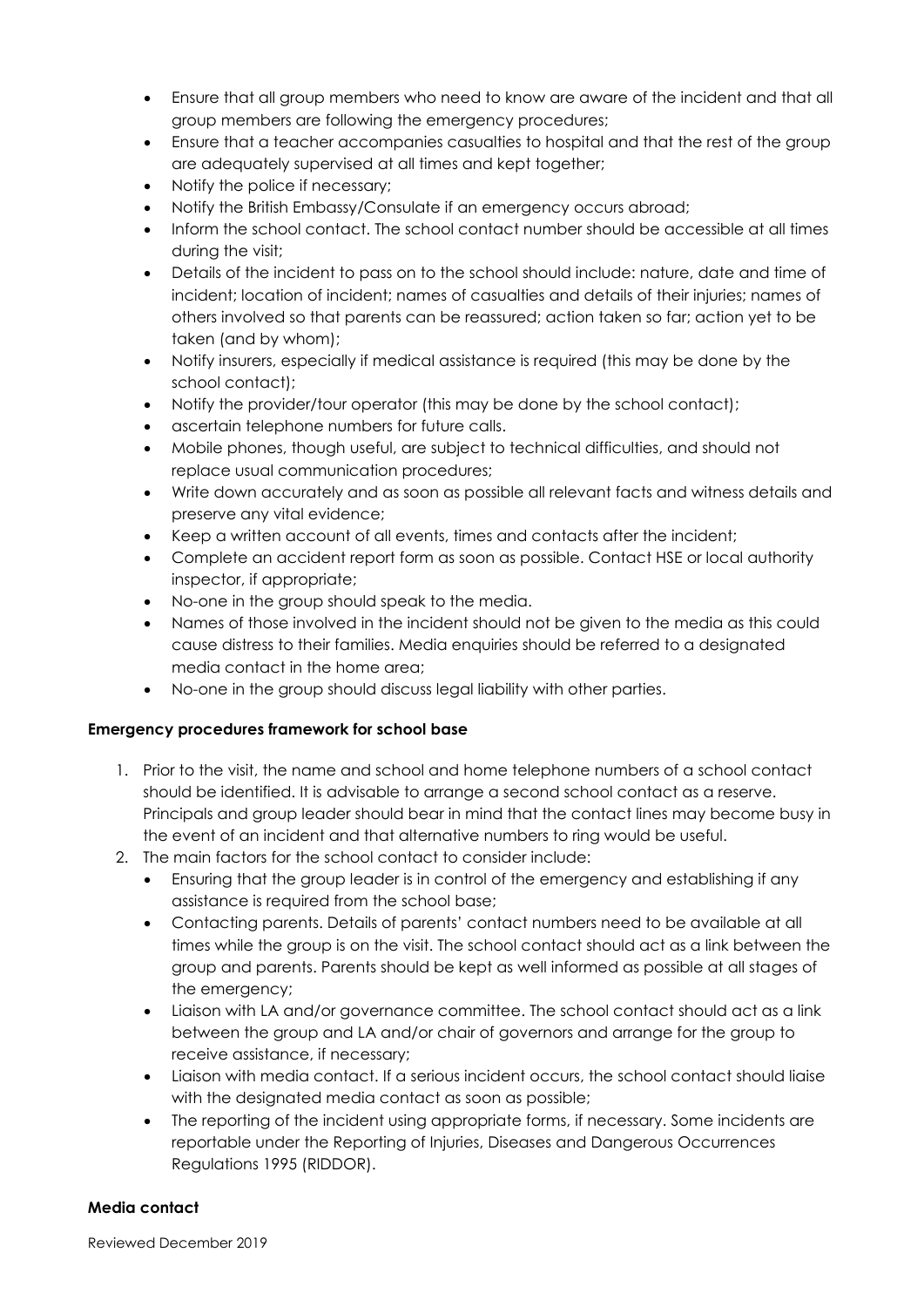- Ensure that all group members who need to know are aware of the incident and that all group members are following the emergency procedures;
- Ensure that a teacher accompanies casualties to hospital and that the rest of the group are adequately supervised at all times and kept together;
- Notify the police if necessary;
- Notify the British Embassy/Consulate if an emergency occurs abroad;
- Inform the school contact. The school contact number should be accessible at all times during the visit;
- Details of the incident to pass on to the school should include: nature, date and time of incident; location of incident; names of casualties and details of their injuries; names of others involved so that parents can be reassured; action taken so far; action yet to be taken (and by whom);
- Notify insurers, especially if medical assistance is required (this may be done by the school contact);
- Notify the provider/tour operator (this may be done by the school contact);
- ascertain telephone numbers for future calls.
- Mobile phones, though useful, are subject to technical difficulties, and should not replace usual communication procedures;
- Write down accurately and as soon as possible all relevant facts and witness details and preserve any vital evidence;
- Keep a written account of all events, times and contacts after the incident;
- Complete an accident report form as soon as possible. Contact HSE or local authority inspector, if appropriate;
- No-one in the group should speak to the media.
- Names of those involved in the incident should not be given to the media as this could cause distress to their families. Media enquiries should be referred to a designated media contact in the home area;
- No-one in the group should discuss legal liability with other parties.

**Emergency procedures framework for school base**

1. Prior to the visit, the name and school and home telephone numbers of a school contact should be identified. It is advisable to arrange a second school contact as a reserve. Principals and group leader should bear in mind that the contact lines may become busy in the event of an incident and that alternative numbers to ring would be useful.
2. The main factors for the school contact to consider include:
   - Ensuring that the group leader is in control of the emergency and establishing if any assistance is required from the school base;
   - Contacting parents. Details of parents' contact numbers need to be available at all times while the group is on the visit. The school contact should act as a link between the group and parents. Parents should be kept as well informed as possible at all stages of the emergency;
   - Liaison with LA and/or governance committee. The school contact should act as a link between the group and LA and/or chair of governors and arrange for the group to receive assistance, if necessary;
   - Liaison with media contact. If a serious incident occurs, the school contact should liaise with the designated media contact as soon as possible;
   - The reporting of the incident using appropriate forms, if necessary. Some incidents are reportable under the Reporting of Injuries, Diseases and Dangerous Occurrences Regulations 1995 (RIDDOR).

**Media contact**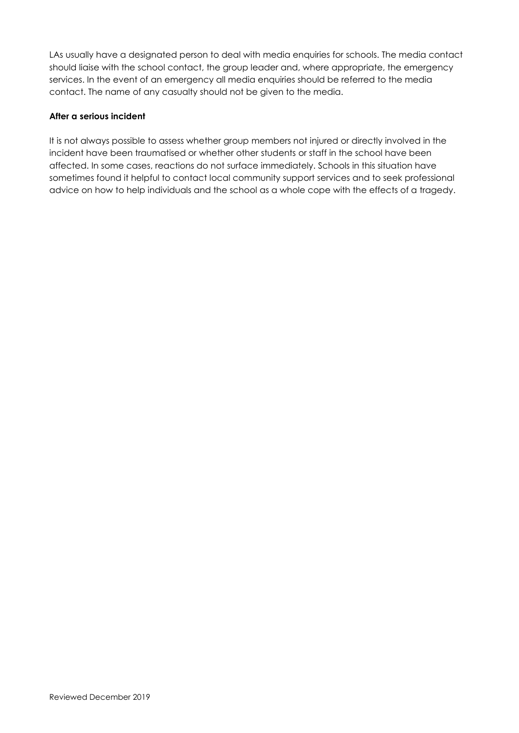LAs usually have a designated person to deal with media enquiries for schools. The media contact should liaise with the school contact, the group leader and, where appropriate, the emergency services. In the event of an emergency all media enquiries should be referred to the media contact. The name of any casualty should not be given to the media.

**After a serious incident**

It is not always possible to assess whether group members not injured or directly involved in the incident have been traumatised or whether other students or staff in the school have been affected. In some cases, reactions do not surface immediately. Schools in this situation have sometimes found it helpful to contact local community support services and to seek professional advice on how to help individuals and the school as a whole cope with the effects of a tragedy.

Reviewed December 2019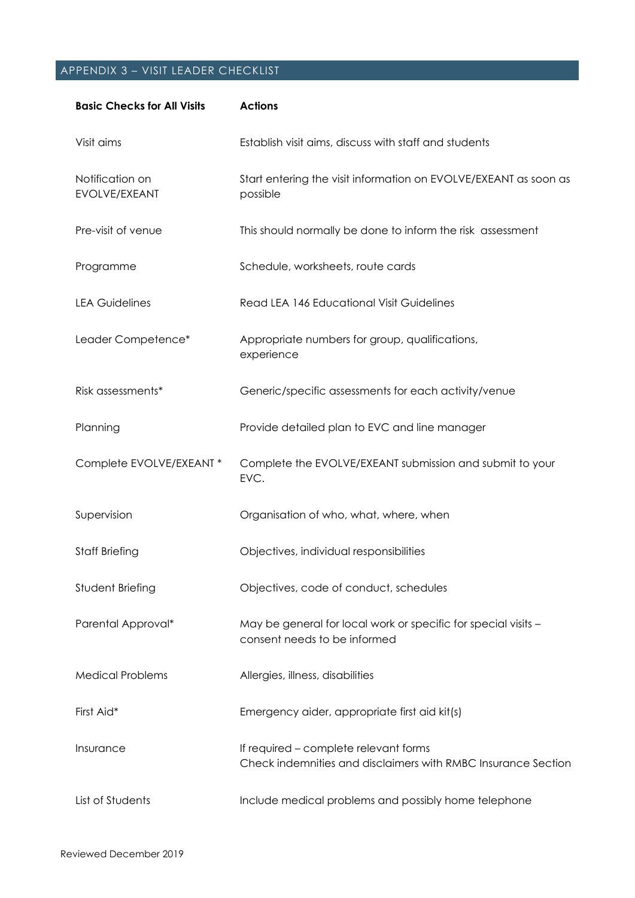## APPENDIX 3 – VISIT LEADER CHECKLIST

| Basic Checks for All Visits | Actions |
| --- | --- |
| Visit aims | Establish visit aims, discuss with staff and students |
| Notification on EVOLVE/EXEANT | Start entering the visit information on EVOLVE/EXEANT as soon as possible |
| Pre-visit of venue | This should normally be done to inform the risk assessment |
| Programme | Schedule, worksheets, route cards |
| LEA Guidelines | Read LEA 146 Educational Visit Guidelines |
| Leader Competence* | Appropriate numbers for group, qualifications, experience |
| Risk assessments* | Generic/specific assessments for each activity/venue |
| Planning | Provide detailed plan to EVC and line manager |
| Complete EVOLVE/EXEANT * | Complete the EVOLVE/EXEANT submission and submit to your EVC. |
| Supervision | Organisation of who, what, where, when |
| Staff Briefing | Objectives, individual responsibilities |
| Student Briefing | Objectives, code of conduct, schedules |
| Parental Approval* | May be general for local work or specific for special visits – consent needs to be informed |
| Medical Problems | Allergies, illness, disabilities |
| First Aid* | Emergency aider, appropriate first aid kit(s) |
| Insurance | If required – complete relevant forms<br>Check indemnities and disclaimers with RMBC Insurance Section |
| List of Students | Include medical problems and possibly home telephone |

Reviewed December 2019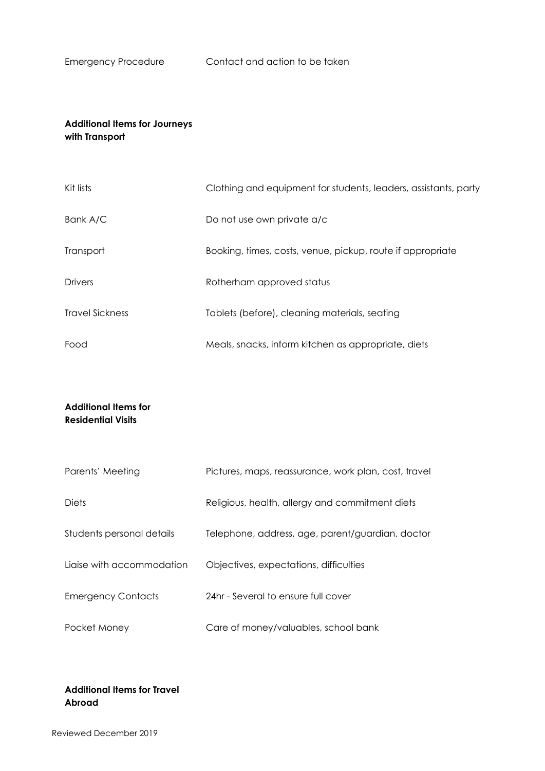| | |
|---|---|
| Emergency Procedure | Contact and action to be taken |

**Additional Items for Journeys with Transport**

| | |
|---|---|
| Kit lists | Clothing and equipment for students, leaders, assistants, party |
| Bank A/C | Do not use own private a/c |
| Transport | Booking, times, costs, venue, pickup, route if appropriate |
| Drivers | Rotherham approved status |
| Travel Sickness | Tablets (before), cleaning materials, seating |
| Food | Meals, snacks, inform kitchen as appropriate, diets |

**Additional Items for Residential Visits**

| | |
|---|---|
| Parents' Meeting | Pictures, maps, reassurance, work plan, cost, travel |
| Diets | Religious, health, allergy and commitment diets |
| Students personal details | Telephone, address, age, parent/guardian, doctor |
| Liaise with accommodation | Objectives, expectations, difficulties |
| Emergency Contacts | 24hr - Several to ensure full cover |
| Pocket Money | Care of money/valuables, school bank |

**Additional Items for Travel Abroad**

Reviewed December 2019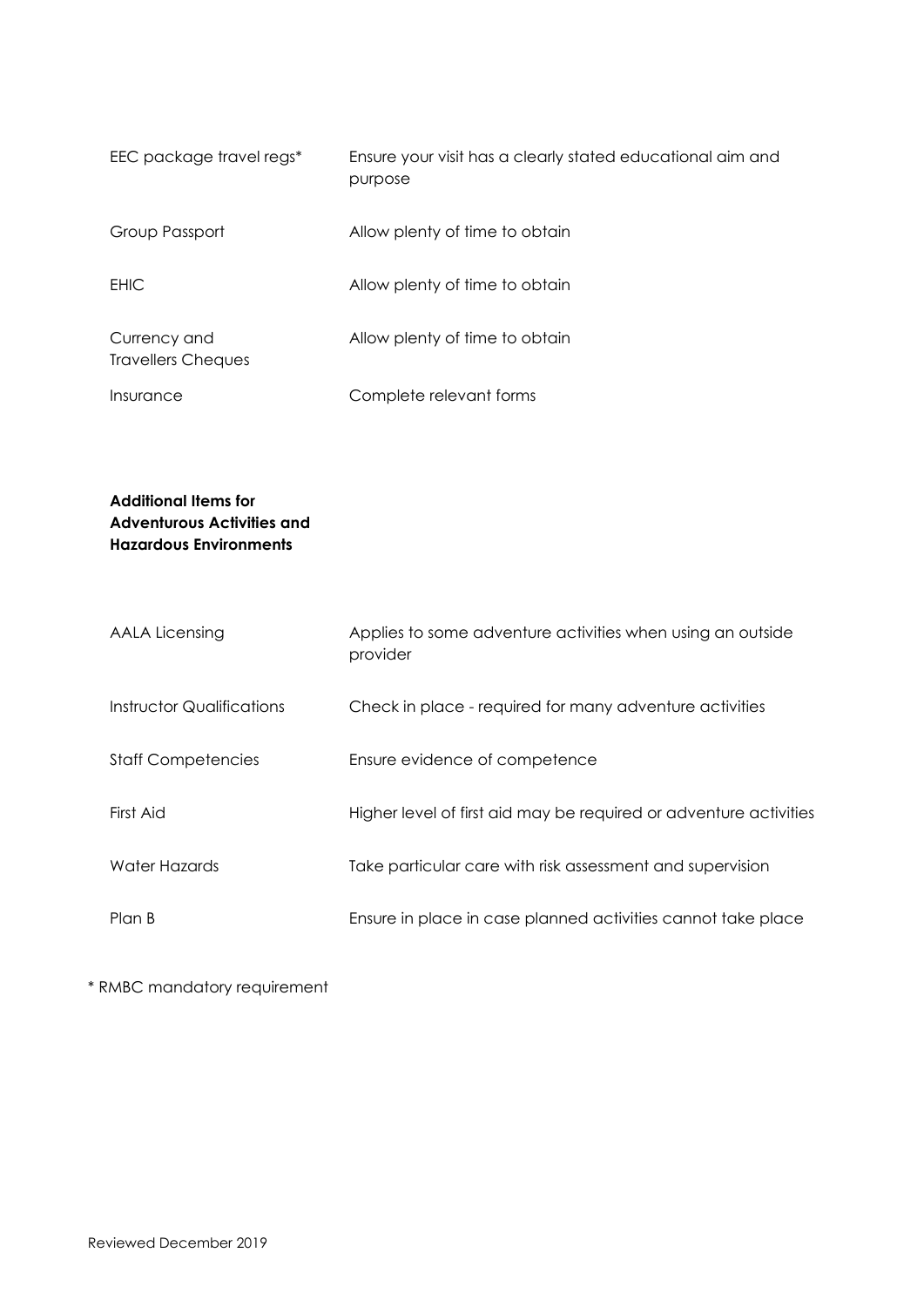| | |
|---|---|
| EEC package travel regs* | Ensure your visit has a clearly stated educational aim and purpose |
| Group Passport | Allow plenty of time to obtain |
| EHIC | Allow plenty of time to obtain |
| Currency and Travellers Cheques | Allow plenty of time to obtain |
| Insurance | Complete relevant forms |

**Additional Items for Adventurous Activities and Hazardous Environments**

| | |
|---|---|
| AALA Licensing | Applies to some adventure activities when using an outside provider |
| Instructor Qualifications | Check in place - required for many adventure activities |
| Staff Competencies | Ensure evidence of competence |
| First Aid | Higher level of first aid may be required or adventure activities |
| Water Hazards | Take particular care with risk assessment and supervision |
| Plan B | Ensure in place in case planned activities cannot take place |

* RMBC mandatory requirement

Reviewed December 2019